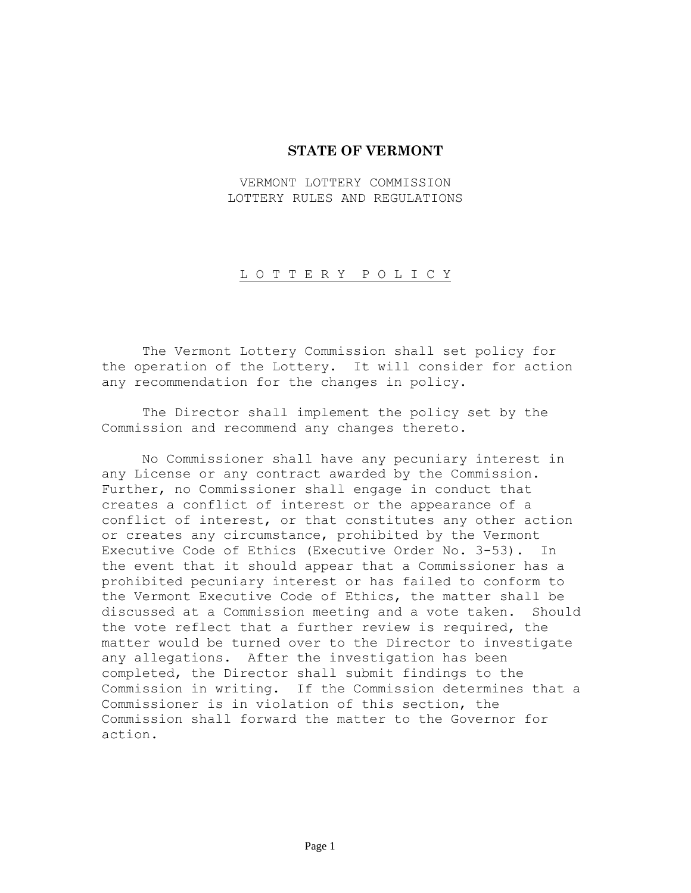# STATE OF VERMONT

VERMONT LOTTERY COMMISSION
LOTTERY RULES AND REGULATIONS

## L O T T E R Y   P O L I C Y

The Vermont Lottery Commission shall set policy for the operation of the Lottery. It will consider for action any recommendation for the changes in policy.

The Director shall implement the policy set by the Commission and recommend any changes thereto.

No Commissioner shall have any pecuniary interest in any License or any contract awarded by the Commission. Further, no Commissioner shall engage in conduct that creates a conflict of interest or the appearance of a conflict of interest, or that constitutes any other action or creates any circumstance, prohibited by the Vermont Executive Code of Ethics (Executive Order No. 3-53). In the event that it should appear that a Commissioner has a prohibited pecuniary interest or has failed to conform to the Vermont Executive Code of Ethics, the matter shall be discussed at a Commission meeting and a vote taken. Should the vote reflect that a further review is required, the matter would be turned over to the Director to investigate any allegations. After the investigation has been completed, the Director shall submit findings to the Commission in writing. If the Commission determines that a Commissioner is in violation of this section, the Commission shall forward the matter to the Governor for action.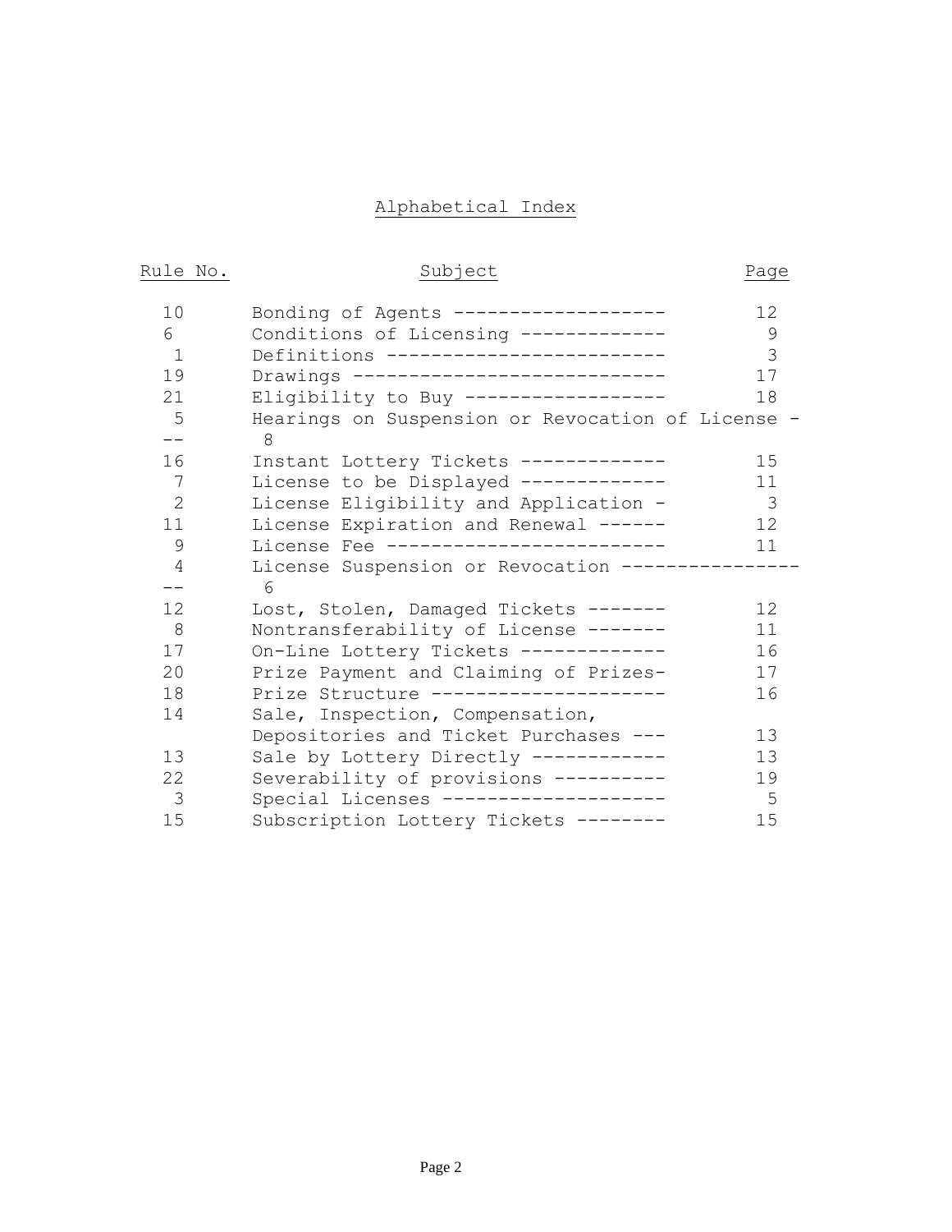## Alphabetical Index

| Rule No. | Subject | Page |
|---|---|---|
| 10 | Bonding of Agents ------------------- | 12 |
| 6 | Conditions of Licensing ------------- | 9 |
| 1 | Definitions ------------------------- | 3 |
| 19 | Drawings ---------------------------- | 17 |
| 21 | Eligibility to Buy ------------------ | 18 |
| 5 | Hearings on Suspension or Revocation of License - -- | 8 |
| 16 | Instant Lottery Tickets ------------- | 15 |
| 7 | License to be Displayed ------------- | 11 |
| 2 | License Eligibility and Application - | 3 |
| 11 | License Expiration and Renewal ------ | 12 |
| 9 | License Fee ------------------------- | 11 |
| 4 | License Suspension or Revocation ---------------- -- | 6 |
| 12 | Lost, Stolen, Damaged Tickets ------- | 12 |
| 8 | Nontransferability of License ------- | 11 |
| 17 | On-Line Lottery Tickets ------------- | 16 |
| 20 | Prize Payment and Claiming of Prizes- | 17 |
| 18 | Prize Structure --------------------- | 16 |
| 14 | Sale, Inspection, Compensation, Depositories and Ticket Purchases --- | 13 |
| 13 | Sale by Lottery Directly ------------ | 13 |
| 22 | Severability of provisions ---------- | 19 |
| 3 | Special Licenses -------------------- | 5 |
| 15 | Subscription Lottery Tickets -------- | 15 |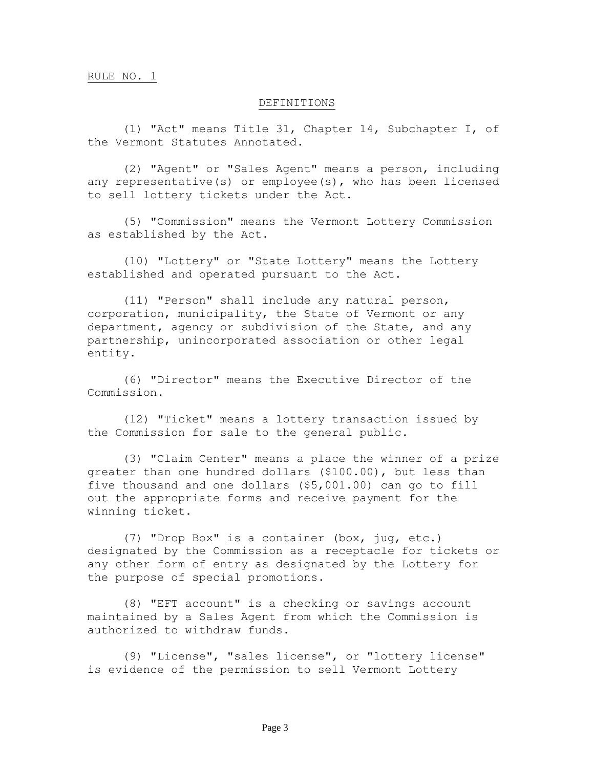RULE NO. 1

## DEFINITIONS

(1) "Act" means Title 31, Chapter 14, Subchapter I, of the Vermont Statutes Annotated.

(2) "Agent" or "Sales Agent" means a person, including any representative(s) or employee(s), who has been licensed to sell lottery tickets under the Act.

(5) "Commission" means the Vermont Lottery Commission as established by the Act.

(10) "Lottery" or "State Lottery" means the Lottery established and operated pursuant to the Act.

(11) "Person" shall include any natural person, corporation, municipality, the State of Vermont or any department, agency or subdivision of the State, and any partnership, unincorporated association or other legal entity.

(6) "Director" means the Executive Director of the Commission.

(12) "Ticket" means a lottery transaction issued by the Commission for sale to the general public.

(3) "Claim Center" means a place the winner of a prize greater than one hundred dollars ($100.00), but less than five thousand and one dollars ($5,001.00) can go to fill out the appropriate forms and receive payment for the winning ticket.

(7) "Drop Box" is a container (box, jug, etc.) designated by the Commission as a receptacle for tickets or any other form of entry as designated by the Lottery for the purpose of special promotions.

(8) "EFT account" is a checking or savings account maintained by a Sales Agent from which the Commission is authorized to withdraw funds.

(9) "License", "sales license", or "lottery license" is evidence of the permission to sell Vermont Lottery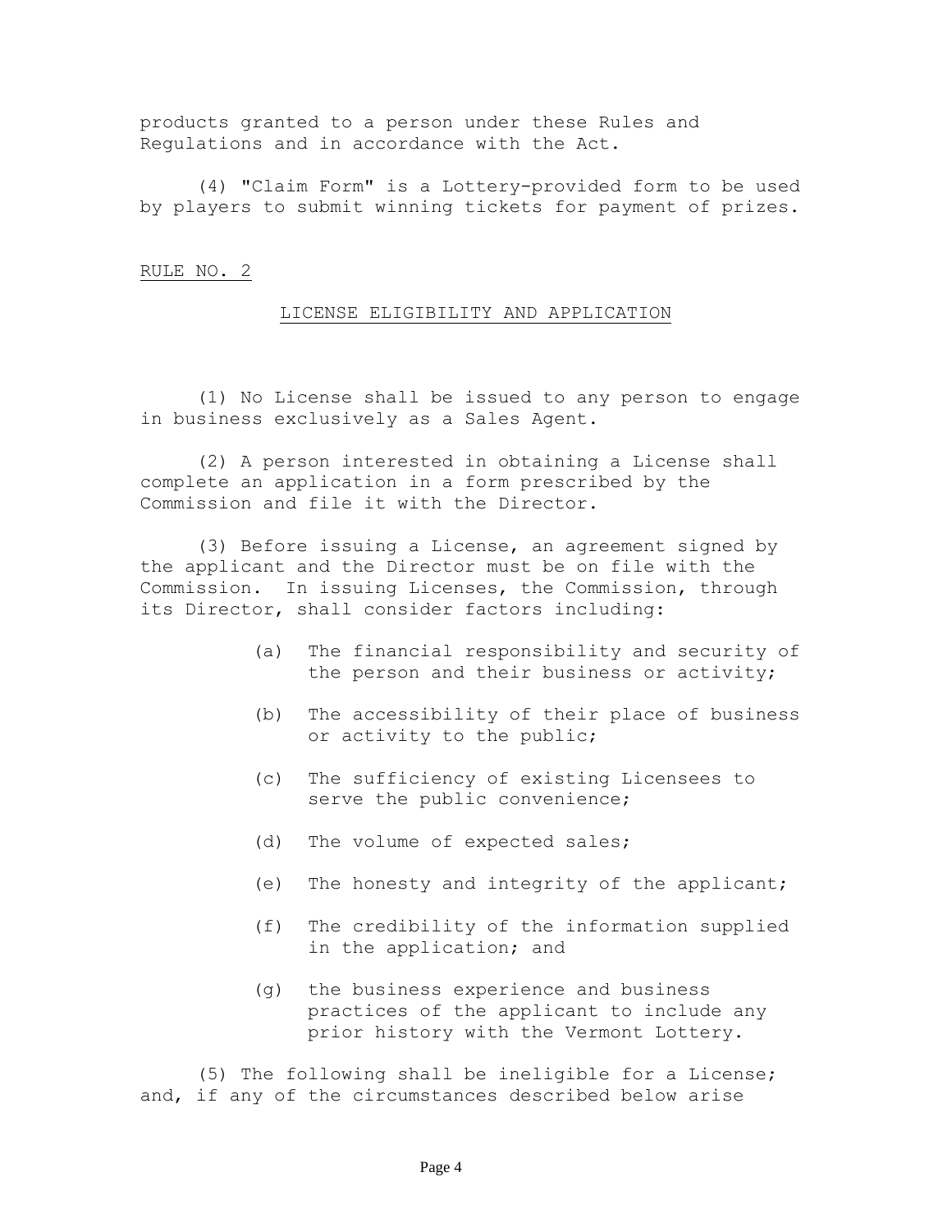products granted to a person under these Rules and Regulations and in accordance with the Act.

(4) "Claim Form" is a Lottery-provided form to be used by players to submit winning tickets for payment of prizes.

RULE NO. 2

## LICENSE ELIGIBILITY AND APPLICATION

(1) No License shall be issued to any person to engage in business exclusively as a Sales Agent.

(2) A person interested in obtaining a License shall complete an application in a form prescribed by the Commission and file it with the Director.

(3) Before issuing a License, an agreement signed by the applicant and the Director must be on file with the Commission. In issuing Licenses, the Commission, through its Director, shall consider factors including:

- (a) The financial responsibility and security of the person and their business or activity;
- (b) The accessibility of their place of business or activity to the public;
- (c) The sufficiency of existing Licensees to serve the public convenience;
- (d) The volume of expected sales;
- (e) The honesty and integrity of the applicant;
- (f) The credibility of the information supplied in the application; and
- (g) the business experience and business practices of the applicant to include any prior history with the Vermont Lottery.

(5) The following shall be ineligible for a License; and, if any of the circumstances described below arise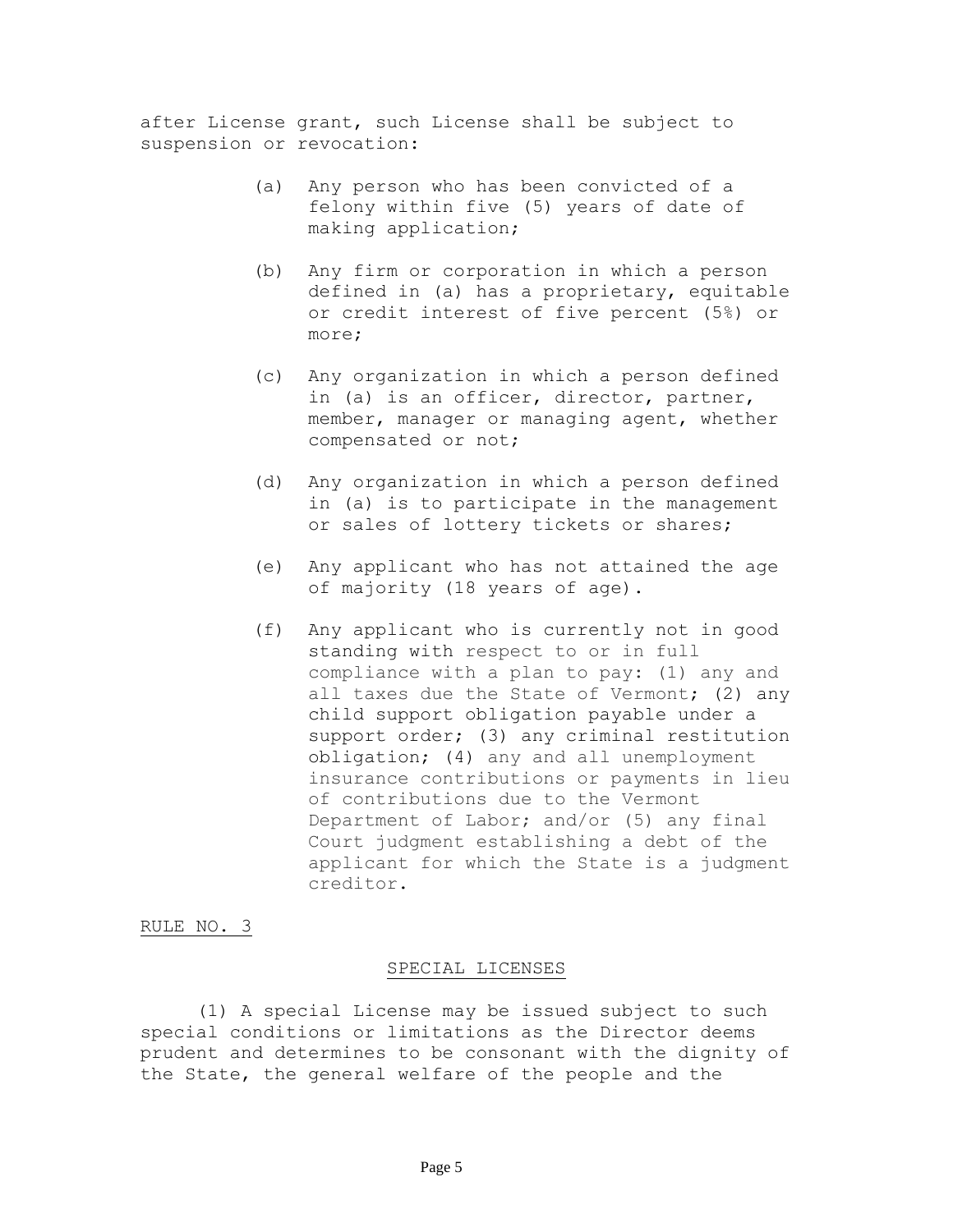after License grant, such License shall be subject to suspension or revocation:

(a) Any person who has been convicted of a felony within five (5) years of date of making application;

(b) Any firm or corporation in which a person defined in (a) has a proprietary, equitable or credit interest of five percent (5%) or more;

(c) Any organization in which a person defined in (a) is an officer, director, partner, member, manager or managing agent, whether compensated or not;

(d) Any organization in which a person defined in (a) is to participate in the management or sales of lottery tickets or shares;

(e) Any applicant who has not attained the age of majority (18 years of age).

(f) Any applicant who is currently not in good standing with respect to or in full compliance with a plan to pay: (1) any and all taxes due the State of Vermont; (2) any child support obligation payable under a support order; (3) any criminal restitution obligation; (4) any and all unemployment insurance contributions or payments in lieu of contributions due to the Vermont Department of Labor; and/or (5) any final Court judgment establishing a debt of the applicant for which the State is a judgment creditor.

## RULE NO. 3

### SPECIAL LICENSES

(1) A special License may be issued subject to such special conditions or limitations as the Director deems prudent and determines to be consonant with the dignity of the State, the general welfare of the people and the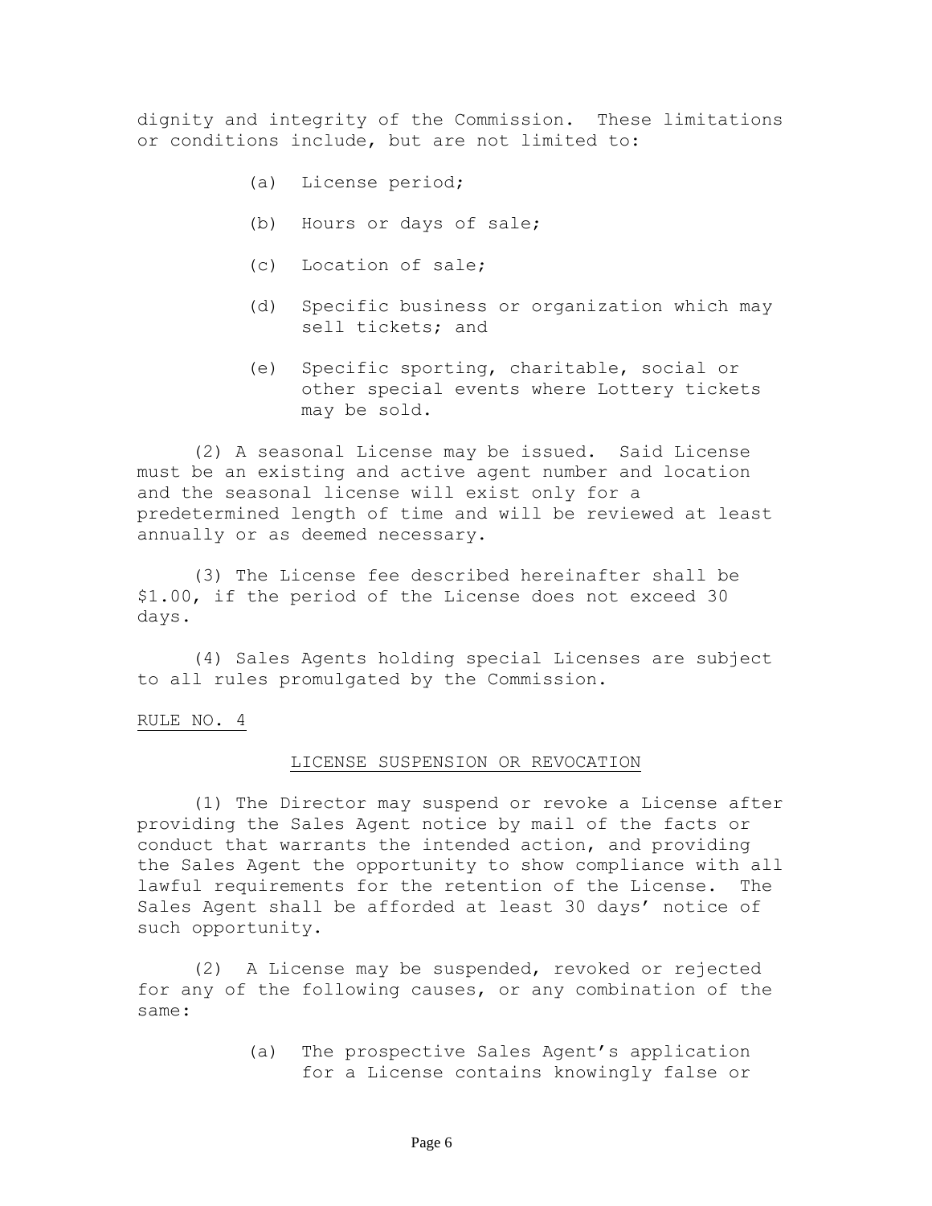dignity and integrity of the Commission. These limitations or conditions include, but are not limited to:

(a) License period;

(b) Hours or days of sale;

(c) Location of sale;

(d) Specific business or organization which may sell tickets; and

(e) Specific sporting, charitable, social or other special events where Lottery tickets may be sold.

(2) A seasonal License may be issued. Said License must be an existing and active agent number and location and the seasonal license will exist only for a predetermined length of time and will be reviewed at least annually or as deemed necessary.

(3) The License fee described hereinafter shall be $1.00, if the period of the License does not exceed 30 days.

(4) Sales Agents holding special Licenses are subject to all rules promulgated by the Commission.

<u>RULE NO. 4</u>

## <u>LICENSE SUSPENSION OR REVOCATION</u>

(1) The Director may suspend or revoke a License after providing the Sales Agent notice by mail of the facts or conduct that warrants the intended action, and providing the Sales Agent the opportunity to show compliance with all lawful requirements for the retention of the License. The Sales Agent shall be afforded at least 30 days' notice of such opportunity.

(2) A License may be suspended, revoked or rejected for any of the following causes, or any combination of the same:

(a) The prospective Sales Agent's application for a License contains knowingly false or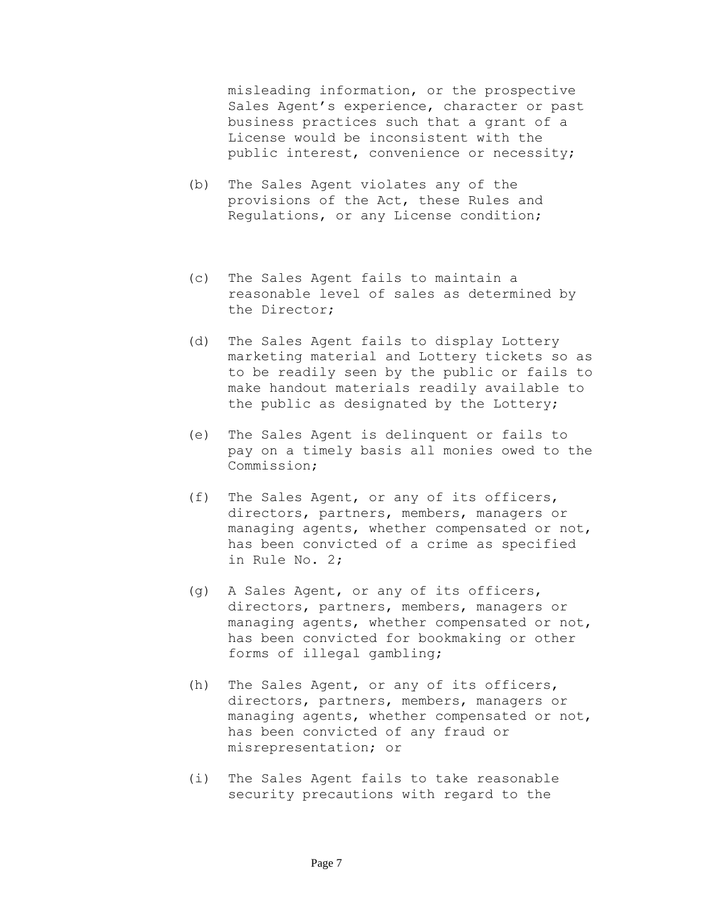misleading information, or the prospective Sales Agent's experience, character or past business practices such that a grant of a License would be inconsistent with the public interest, convenience or necessity;

(b) The Sales Agent violates any of the provisions of the Act, these Rules and Regulations, or any License condition;

(c) The Sales Agent fails to maintain a reasonable level of sales as determined by the Director;

(d) The Sales Agent fails to display Lottery marketing material and Lottery tickets so as to be readily seen by the public or fails to make handout materials readily available to the public as designated by the Lottery;

(e) The Sales Agent is delinquent or fails to pay on a timely basis all monies owed to the Commission;

(f) The Sales Agent, or any of its officers, directors, partners, members, managers or managing agents, whether compensated or not, has been convicted of a crime as specified in Rule No. 2;

(g) A Sales Agent, or any of its officers, directors, partners, members, managers or managing agents, whether compensated or not, has been convicted for bookmaking or other forms of illegal gambling;

(h) The Sales Agent, or any of its officers, directors, partners, members, managers or managing agents, whether compensated or not, has been convicted of any fraud or misrepresentation; or

(i) The Sales Agent fails to take reasonable security precautions with regard to the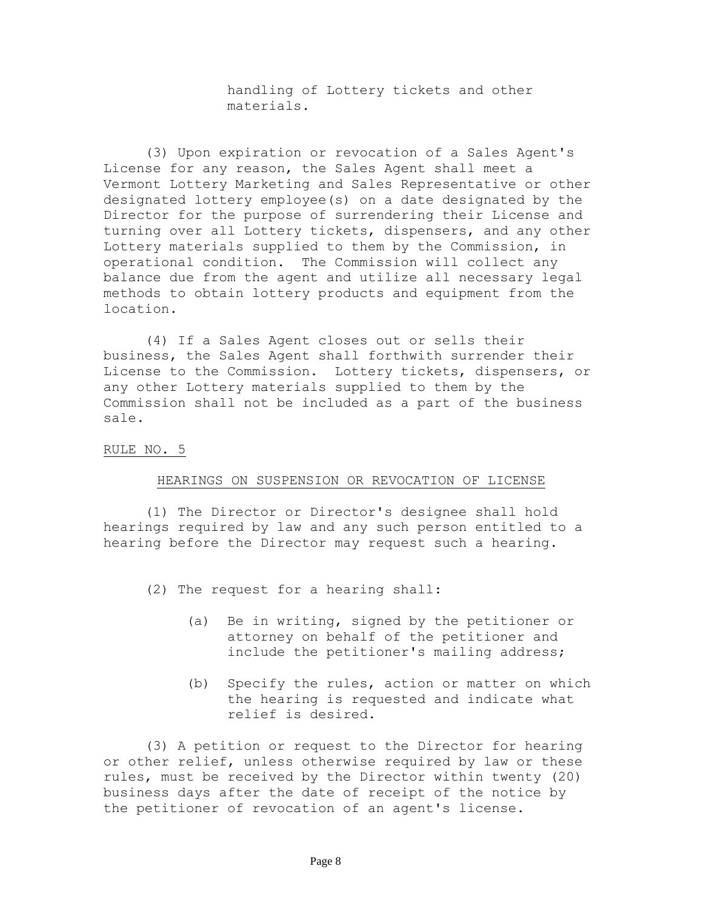handling of Lottery tickets and other materials.

(3) Upon expiration or revocation of a Sales Agent's License for any reason, the Sales Agent shall meet a Vermont Lottery Marketing and Sales Representative or other designated lottery employee(s) on a date designated by the Director for the purpose of surrendering their License and turning over all Lottery tickets, dispensers, and any other Lottery materials supplied to them by the Commission, in operational condition. The Commission will collect any balance due from the agent and utilize all necessary legal methods to obtain lottery products and equipment from the location.

(4) If a Sales Agent closes out or sells their business, the Sales Agent shall forthwith surrender their License to the Commission. Lottery tickets, dispensers, or any other Lottery materials supplied to them by the Commission shall not be included as a part of the business sale.

RULE NO. 5

HEARINGS ON SUSPENSION OR REVOCATION OF LICENSE

(1) The Director or Director's designee shall hold hearings required by law and any such person entitled to a hearing before the Director may request such a hearing.

(2) The request for a hearing shall:

(a) Be in writing, signed by the petitioner or attorney on behalf of the petitioner and include the petitioner's mailing address;

(b) Specify the rules, action or matter on which the hearing is requested and indicate what relief is desired.

(3) A petition or request to the Director for hearing or other relief, unless otherwise required by law or these rules, must be received by the Director within twenty (20) business days after the date of receipt of the notice by the petitioner of revocation of an agent's license.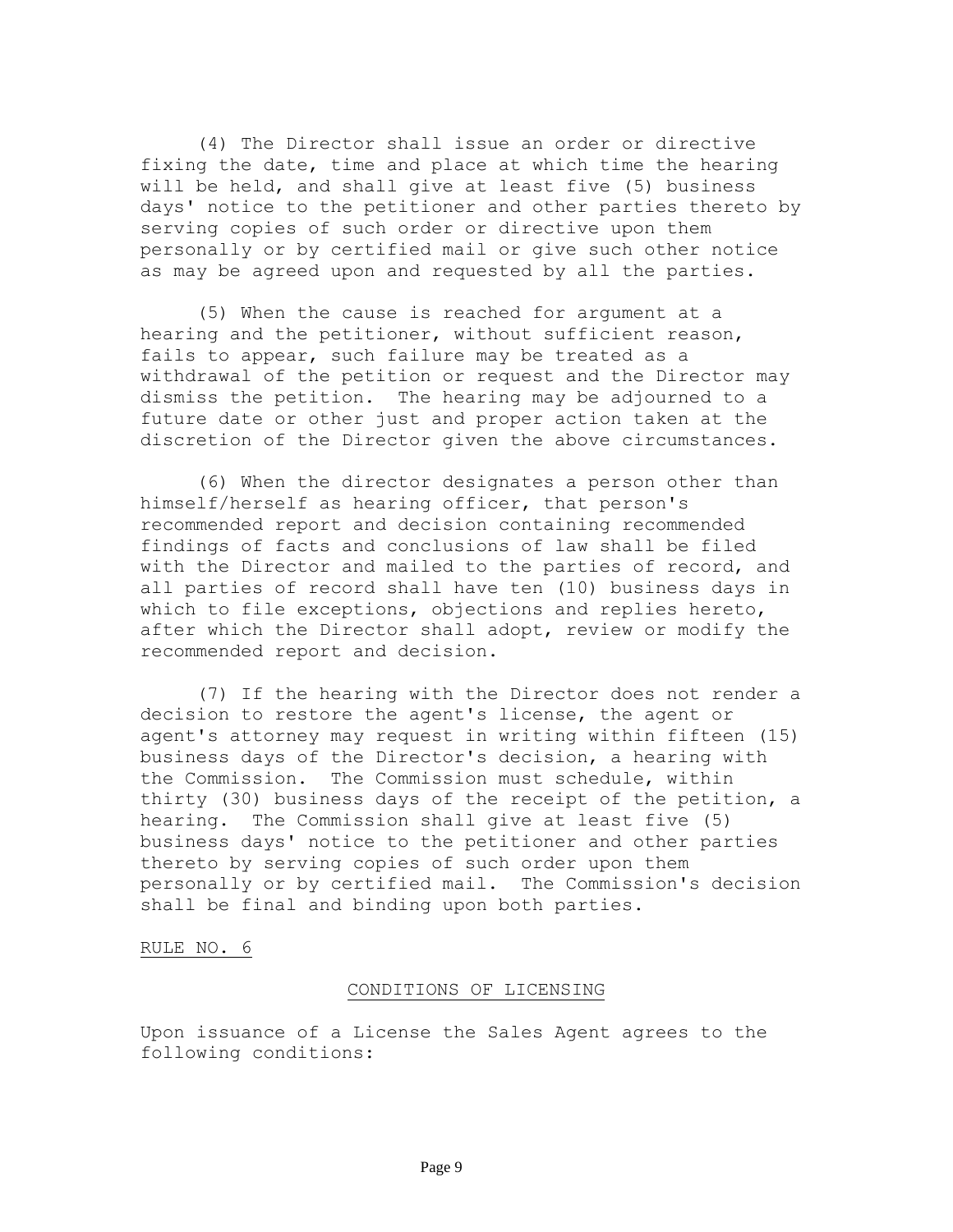(4) The Director shall issue an order or directive fixing the date, time and place at which time the hearing will be held, and shall give at least five (5) business days' notice to the petitioner and other parties thereto by serving copies of such order or directive upon them personally or by certified mail or give such other notice as may be agreed upon and requested by all the parties.

(5) When the cause is reached for argument at a hearing and the petitioner, without sufficient reason, fails to appear, such failure may be treated as a withdrawal of the petition or request and the Director may dismiss the petition. The hearing may be adjourned to a future date or other just and proper action taken at the discretion of the Director given the above circumstances.

(6) When the director designates a person other than himself/herself as hearing officer, that person's recommended report and decision containing recommended findings of facts and conclusions of law shall be filed with the Director and mailed to the parties of record, and all parties of record shall have ten (10) business days in which to file exceptions, objections and replies hereto, after which the Director shall adopt, review or modify the recommended report and decision.

(7) If the hearing with the Director does not render a decision to restore the agent's license, the agent or agent's attorney may request in writing within fifteen (15) business days of the Director's decision, a hearing with the Commission. The Commission must schedule, within thirty (30) business days of the receipt of the petition, a hearing. The Commission shall give at least five (5) business days' notice to the petitioner and other parties thereto by serving copies of such order upon them personally or by certified mail. The Commission's decision shall be final and binding upon both parties.

## RULE NO. 6

### CONDITIONS OF LICENSING

Upon issuance of a License the Sales Agent agrees to the following conditions: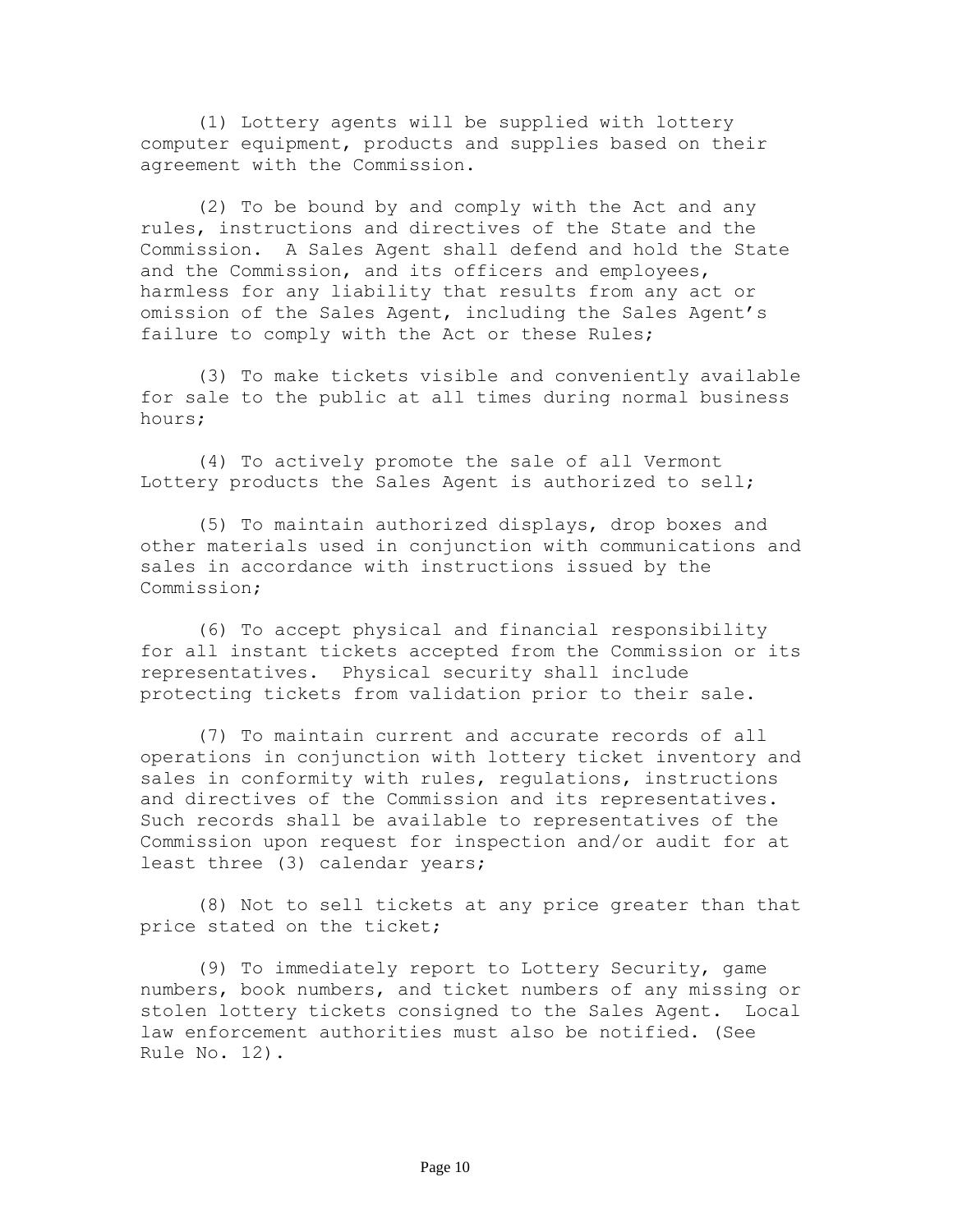(1) Lottery agents will be supplied with lottery computer equipment, products and supplies based on their agreement with the Commission.

(2) To be bound by and comply with the Act and any rules, instructions and directives of the State and the Commission. A Sales Agent shall defend and hold the State and the Commission, and its officers and employees, harmless for any liability that results from any act or omission of the Sales Agent, including the Sales Agent's failure to comply with the Act or these Rules;

(3) To make tickets visible and conveniently available for sale to the public at all times during normal business hours;

(4) To actively promote the sale of all Vermont Lottery products the Sales Agent is authorized to sell;

(5) To maintain authorized displays, drop boxes and other materials used in conjunction with communications and sales in accordance with instructions issued by the Commission;

(6) To accept physical and financial responsibility for all instant tickets accepted from the Commission or its representatives. Physical security shall include protecting tickets from validation prior to their sale.

(7) To maintain current and accurate records of all operations in conjunction with lottery ticket inventory and sales in conformity with rules, regulations, instructions and directives of the Commission and its representatives. Such records shall be available to representatives of the Commission upon request for inspection and/or audit for at least three (3) calendar years;

(8) Not to sell tickets at any price greater than that price stated on the ticket;

(9) To immediately report to Lottery Security, game numbers, book numbers, and ticket numbers of any missing or stolen lottery tickets consigned to the Sales Agent. Local law enforcement authorities must also be notified. (See Rule No. 12).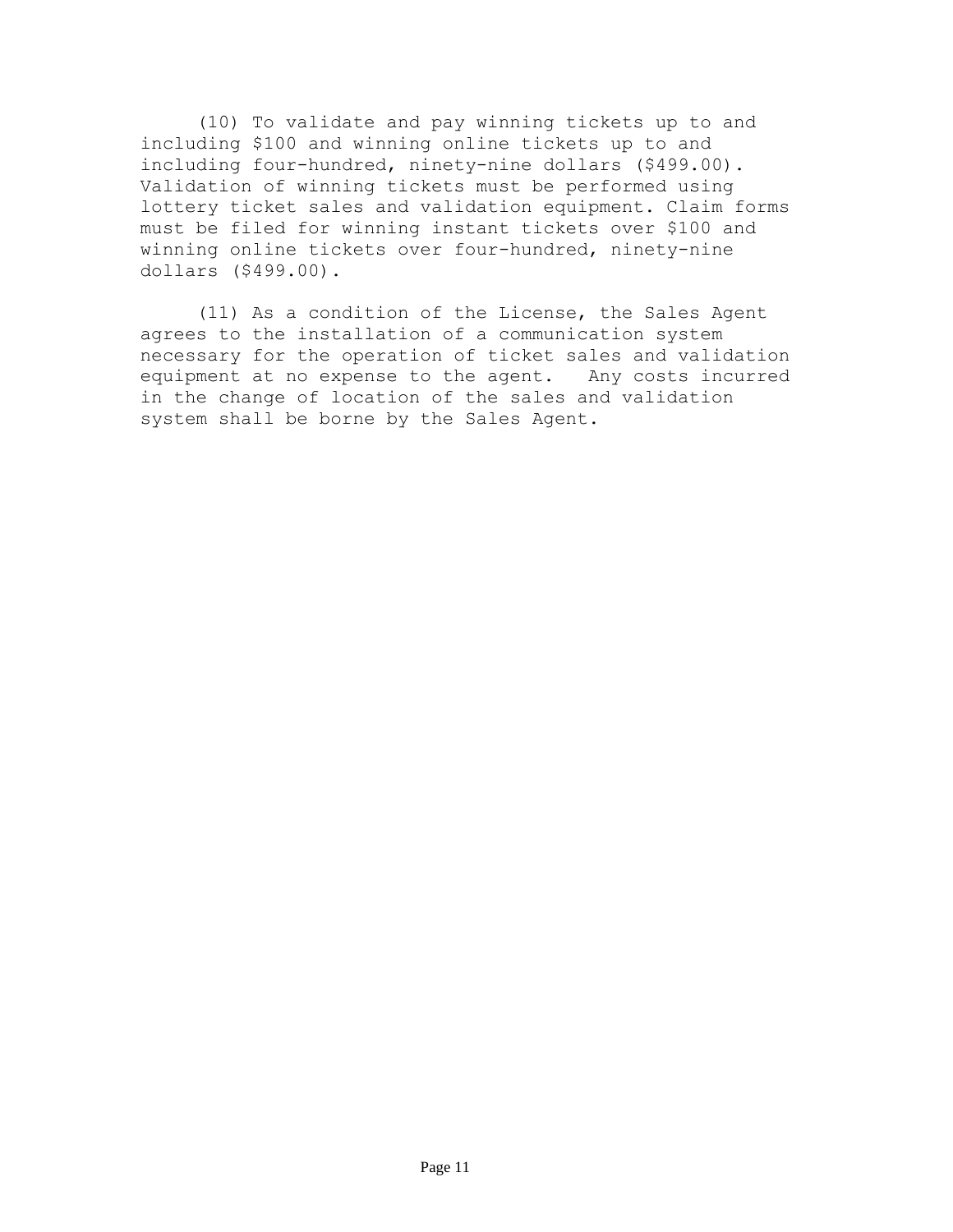(10) To validate and pay winning tickets up to and including $100 and winning online tickets up to and including four-hundred, ninety-nine dollars ($499.00). Validation of winning tickets must be performed using lottery ticket sales and validation equipment. Claim forms must be filed for winning instant tickets over $100 and winning online tickets over four-hundred, ninety-nine dollars ($499.00).

(11) As a condition of the License, the Sales Agent agrees to the installation of a communication system necessary for the operation of ticket sales and validation equipment at no expense to the agent. Any costs incurred in the change of location of the sales and validation system shall be borne by the Sales Agent.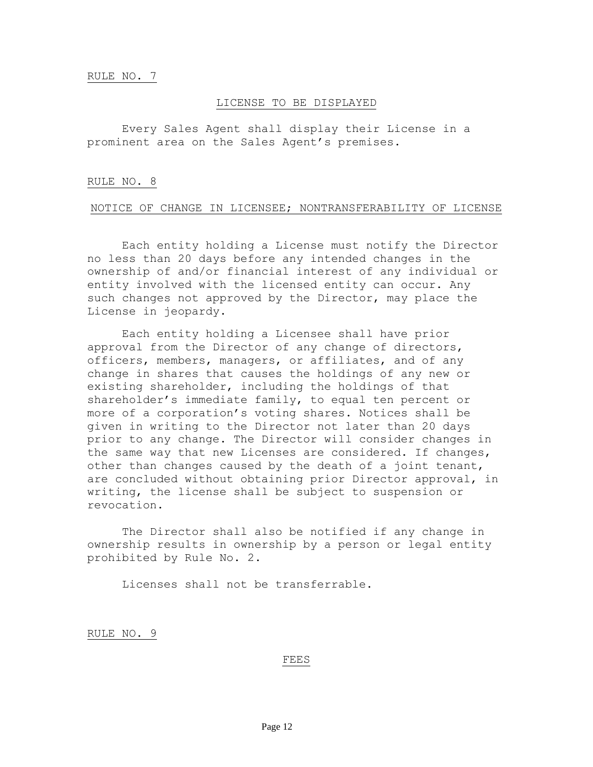RULE NO. 7

## LICENSE TO BE DISPLAYED

Every Sales Agent shall display their License in a prominent area on the Sales Agent's premises.

RULE NO. 8

## NOTICE OF CHANGE IN LICENSEE; NONTRANSFERABILITY OF LICENSE

Each entity holding a License must notify the Director no less than 20 days before any intended changes in the ownership of and/or financial interest of any individual or entity involved with the licensed entity can occur. Any such changes not approved by the Director, may place the License in jeopardy.

Each entity holding a Licensee shall have prior approval from the Director of any change of directors, officers, members, managers, or affiliates, and of any change in shares that causes the holdings of any new or existing shareholder, including the holdings of that shareholder's immediate family, to equal ten percent or more of a corporation's voting shares. Notices shall be given in writing to the Director not later than 20 days prior to any change. The Director will consider changes in the same way that new Licenses are considered. If changes, other than changes caused by the death of a joint tenant, are concluded without obtaining prior Director approval, in writing, the license shall be subject to suspension or revocation.

The Director shall also be notified if any change in ownership results in ownership by a person or legal entity prohibited by Rule No. 2.

Licenses shall not be transferrable.

RULE NO. 9

## FEES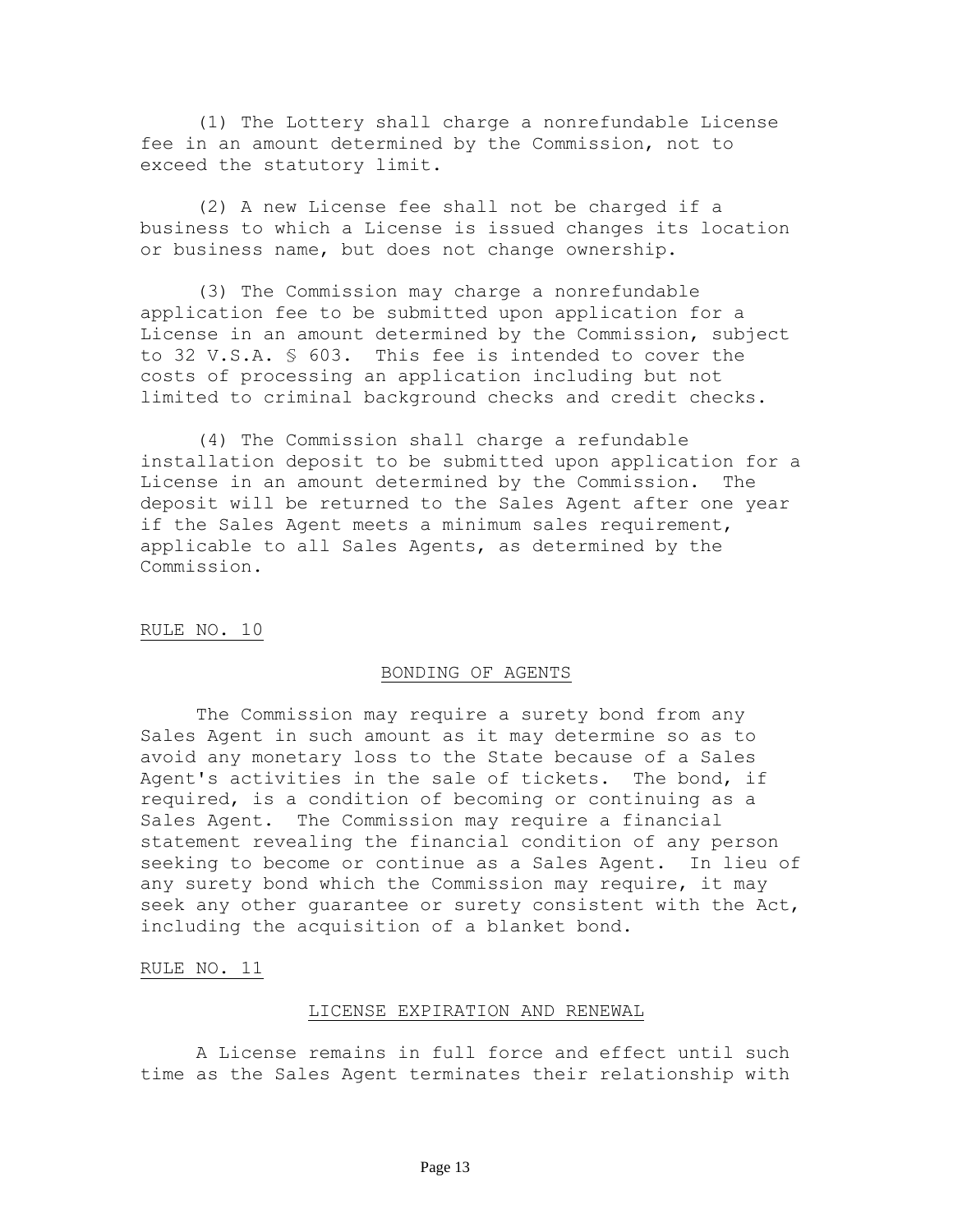(1) The Lottery shall charge a nonrefundable License fee in an amount determined by the Commission, not to exceed the statutory limit.

(2) A new License fee shall not be charged if a business to which a License is issued changes its location or business name, but does not change ownership.

(3) The Commission may charge a nonrefundable application fee to be submitted upon application for a License in an amount determined by the Commission, subject to 32 V.S.A. § 603. This fee is intended to cover the costs of processing an application including but not limited to criminal background checks and credit checks.

(4) The Commission shall charge a refundable installation deposit to be submitted upon application for a License in an amount determined by the Commission. The deposit will be returned to the Sales Agent after one year if the Sales Agent meets a minimum sales requirement, applicable to all Sales Agents, as determined by the Commission.

## RULE NO. 10

### BONDING OF AGENTS

The Commission may require a surety bond from any Sales Agent in such amount as it may determine so as to avoid any monetary loss to the State because of a Sales Agent's activities in the sale of tickets. The bond, if required, is a condition of becoming or continuing as a Sales Agent. The Commission may require a financial statement revealing the financial condition of any person seeking to become or continue as a Sales Agent. In lieu of any surety bond which the Commission may require, it may seek any other guarantee or surety consistent with the Act, including the acquisition of a blanket bond.

## RULE NO. 11

### LICENSE EXPIRATION AND RENEWAL

A License remains in full force and effect until such time as the Sales Agent terminates their relationship with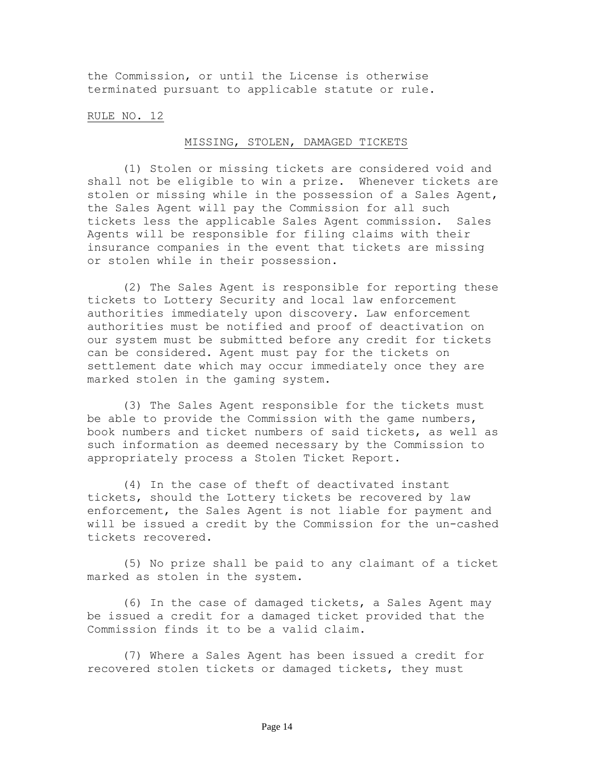the Commission, or until the License is otherwise terminated pursuant to applicable statute or rule.

RULE NO. 12

## MISSING, STOLEN, DAMAGED TICKETS

(1) Stolen or missing tickets are considered void and shall not be eligible to win a prize. Whenever tickets are stolen or missing while in the possession of a Sales Agent, the Sales Agent will pay the Commission for all such tickets less the applicable Sales Agent commission. Sales Agents will be responsible for filing claims with their insurance companies in the event that tickets are missing or stolen while in their possession.

(2) The Sales Agent is responsible for reporting these tickets to Lottery Security and local law enforcement authorities immediately upon discovery. Law enforcement authorities must be notified and proof of deactivation on our system must be submitted before any credit for tickets can be considered. Agent must pay for the tickets on settlement date which may occur immediately once they are marked stolen in the gaming system.

(3) The Sales Agent responsible for the tickets must be able to provide the Commission with the game numbers, book numbers and ticket numbers of said tickets, as well as such information as deemed necessary by the Commission to appropriately process a Stolen Ticket Report.

(4) In the case of theft of deactivated instant tickets, should the Lottery tickets be recovered by law enforcement, the Sales Agent is not liable for payment and will be issued a credit by the Commission for the un-cashed tickets recovered.

(5) No prize shall be paid to any claimant of a ticket marked as stolen in the system.

(6) In the case of damaged tickets, a Sales Agent may be issued a credit for a damaged ticket provided that the Commission finds it to be a valid claim.

(7) Where a Sales Agent has been issued a credit for recovered stolen tickets or damaged tickets, they must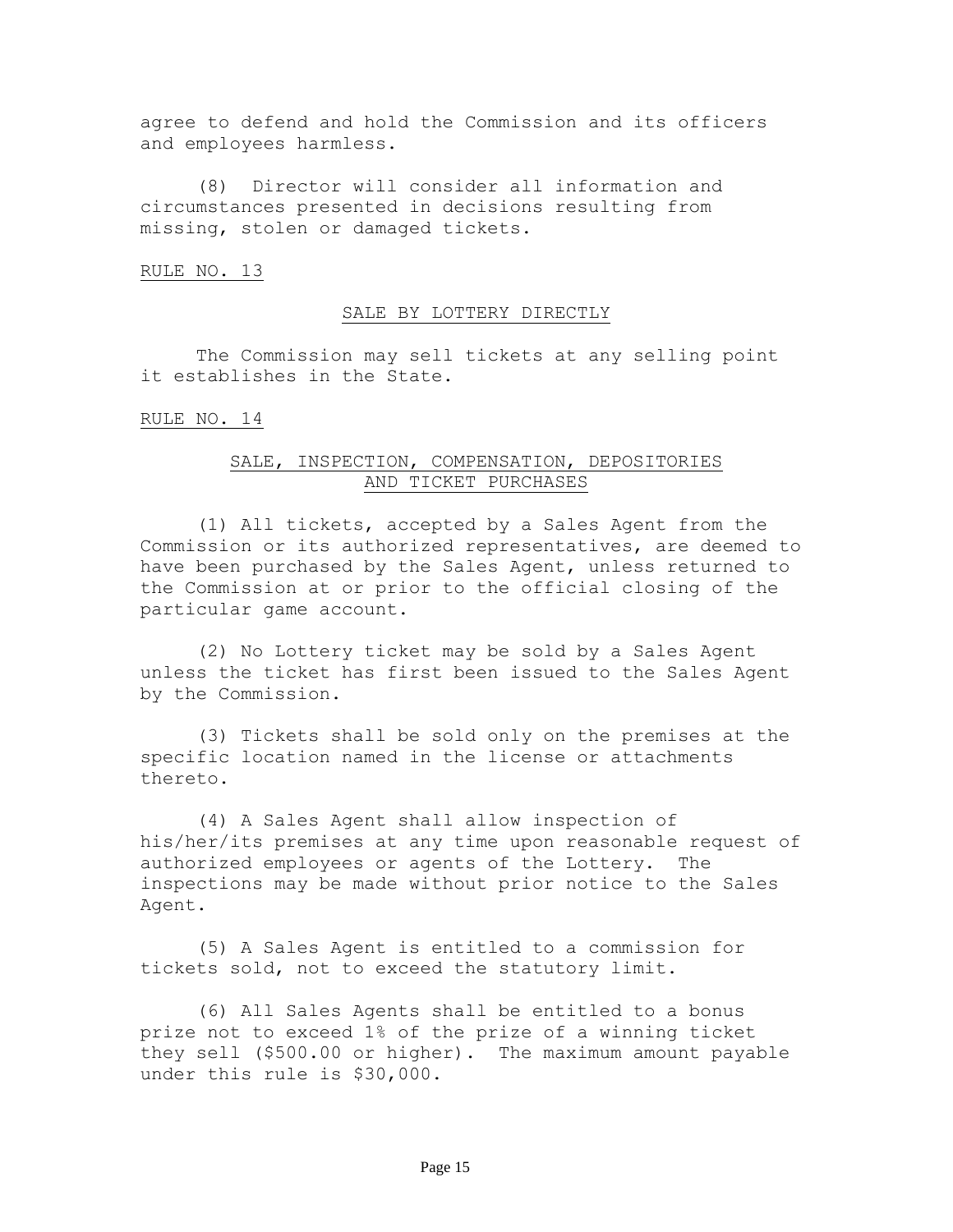agree to defend and hold the Commission and its officers and employees harmless.

(8) Director will consider all information and circumstances presented in decisions resulting from missing, stolen or damaged tickets.

RULE NO. 13

## SALE BY LOTTERY DIRECTLY

The Commission may sell tickets at any selling point it establishes in the State.

RULE NO. 14

## SALE, INSPECTION, COMPENSATION, DEPOSITORIES AND TICKET PURCHASES

(1) All tickets, accepted by a Sales Agent from the Commission or its authorized representatives, are deemed to have been purchased by the Sales Agent, unless returned to the Commission at or prior to the official closing of the particular game account.

(2) No Lottery ticket may be sold by a Sales Agent unless the ticket has first been issued to the Sales Agent by the Commission.

(3) Tickets shall be sold only on the premises at the specific location named in the license or attachments thereto.

(4) A Sales Agent shall allow inspection of his/her/its premises at any time upon reasonable request of authorized employees or agents of the Lottery. The inspections may be made without prior notice to the Sales Agent.

(5) A Sales Agent is entitled to a commission for tickets sold, not to exceed the statutory limit.

(6) All Sales Agents shall be entitled to a bonus prize not to exceed 1% of the prize of a winning ticket they sell ($500.00 or higher). The maximum amount payable under this rule is $30,000.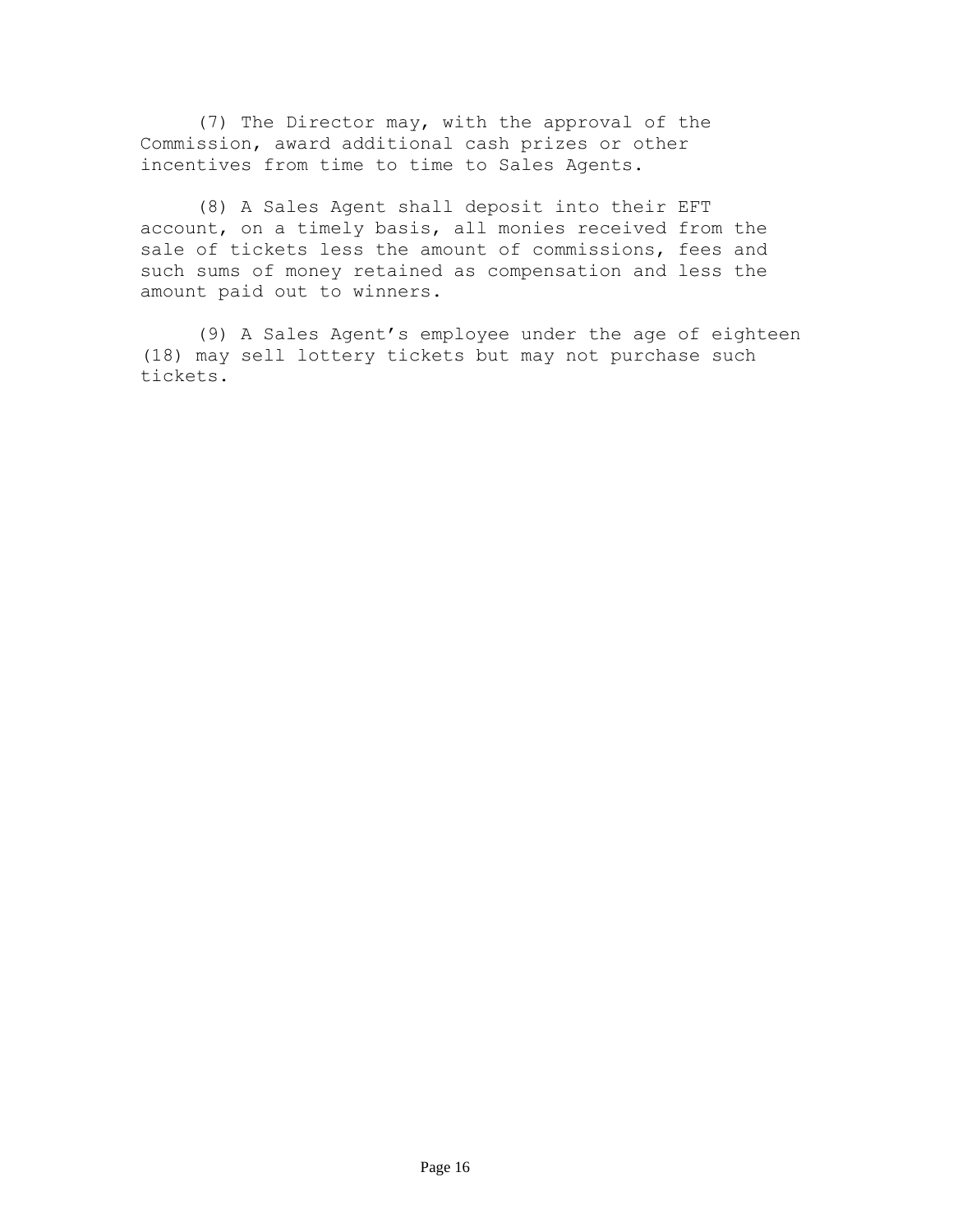(7) The Director may, with the approval of the Commission, award additional cash prizes or other incentives from time to time to Sales Agents.

(8) A Sales Agent shall deposit into their EFT account, on a timely basis, all monies received from the sale of tickets less the amount of commissions, fees and such sums of money retained as compensation and less the amount paid out to winners.

(9) A Sales Agent's employee under the age of eighteen (18) may sell lottery tickets but may not purchase such tickets.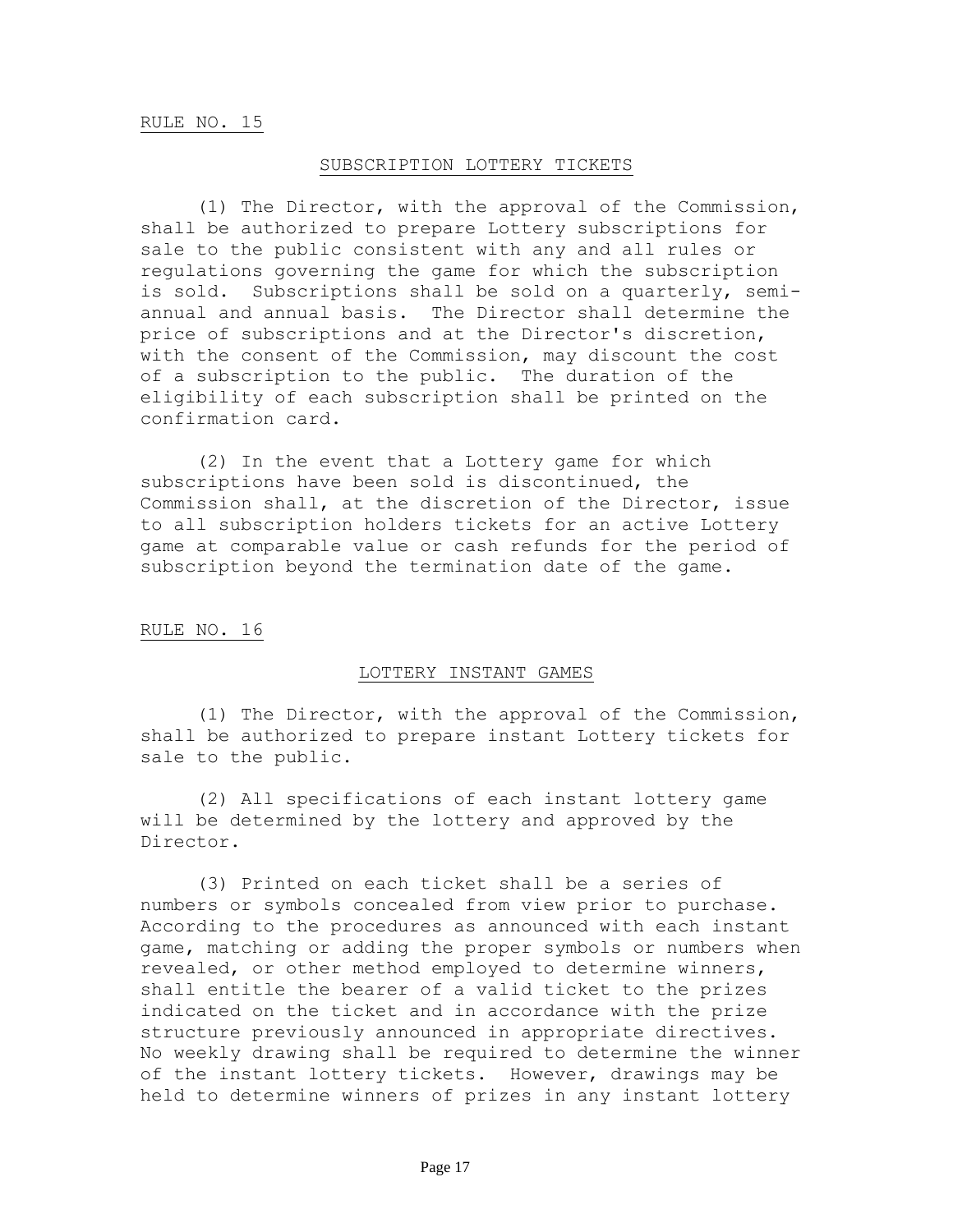RULE NO. 15

## SUBSCRIPTION LOTTERY TICKETS

(1) The Director, with the approval of the Commission, shall be authorized to prepare Lottery subscriptions for sale to the public consistent with any and all rules or regulations governing the game for which the subscription is sold. Subscriptions shall be sold on a quarterly, semi-annual and annual basis. The Director shall determine the price of subscriptions and at the Director's discretion, with the consent of the Commission, may discount the cost of a subscription to the public. The duration of the eligibility of each subscription shall be printed on the confirmation card.

(2) In the event that a Lottery game for which subscriptions have been sold is discontinued, the Commission shall, at the discretion of the Director, issue to all subscription holders tickets for an active Lottery game at comparable value or cash refunds for the period of subscription beyond the termination date of the game.

RULE NO. 16

## LOTTERY INSTANT GAMES

(1) The Director, with the approval of the Commission, shall be authorized to prepare instant Lottery tickets for sale to the public.

(2) All specifications of each instant lottery game will be determined by the lottery and approved by the Director.

(3) Printed on each ticket shall be a series of numbers or symbols concealed from view prior to purchase. According to the procedures as announced with each instant game, matching or adding the proper symbols or numbers when revealed, or other method employed to determine winners, shall entitle the bearer of a valid ticket to the prizes indicated on the ticket and in accordance with the prize structure previously announced in appropriate directives. No weekly drawing shall be required to determine the winner of the instant lottery tickets. However, drawings may be held to determine winners of prizes in any instant lottery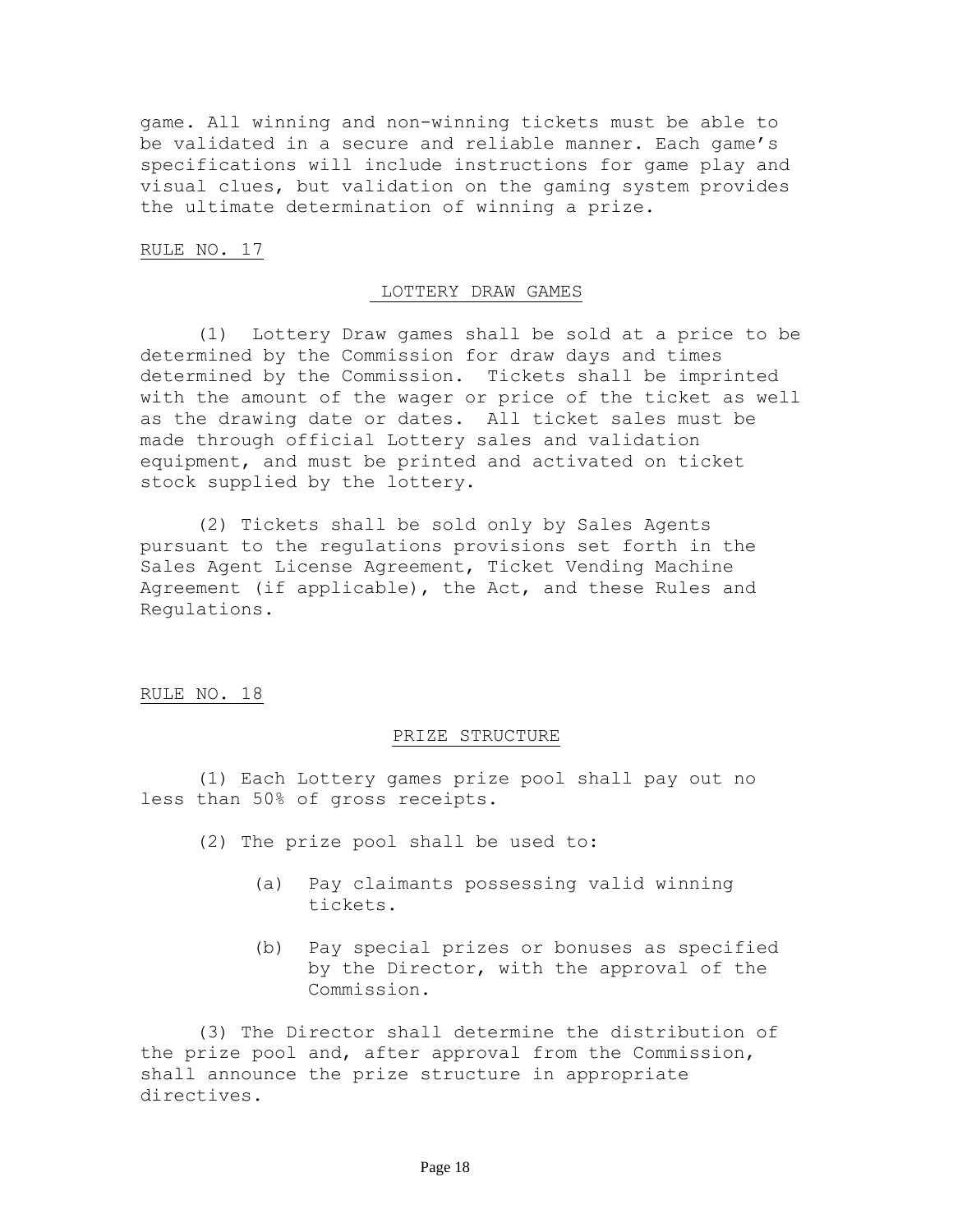game. All winning and non-winning tickets must be able to be validated in a secure and reliable manner. Each game's specifications will include instructions for game play and visual clues, but validation on the gaming system provides the ultimate determination of winning a prize.

RULE NO. 17

## LOTTERY DRAW GAMES

(1) Lottery Draw games shall be sold at a price to be determined by the Commission for draw days and times determined by the Commission. Tickets shall be imprinted with the amount of the wager or price of the ticket as well as the drawing date or dates. All ticket sales must be made through official Lottery sales and validation equipment, and must be printed and activated on ticket stock supplied by the lottery.

(2) Tickets shall be sold only by Sales Agents pursuant to the regulations provisions set forth in the Sales Agent License Agreement, Ticket Vending Machine Agreement (if applicable), the Act, and these Rules and Regulations.

RULE NO. 18

## PRIZE STRUCTURE

(1) Each Lottery games prize pool shall pay out no less than 50% of gross receipts.

(2) The prize pool shall be used to:

(a) Pay claimants possessing valid winning tickets.

(b) Pay special prizes or bonuses as specified by the Director, with the approval of the Commission.

(3) The Director shall determine the distribution of the prize pool and, after approval from the Commission, shall announce the prize structure in appropriate directives.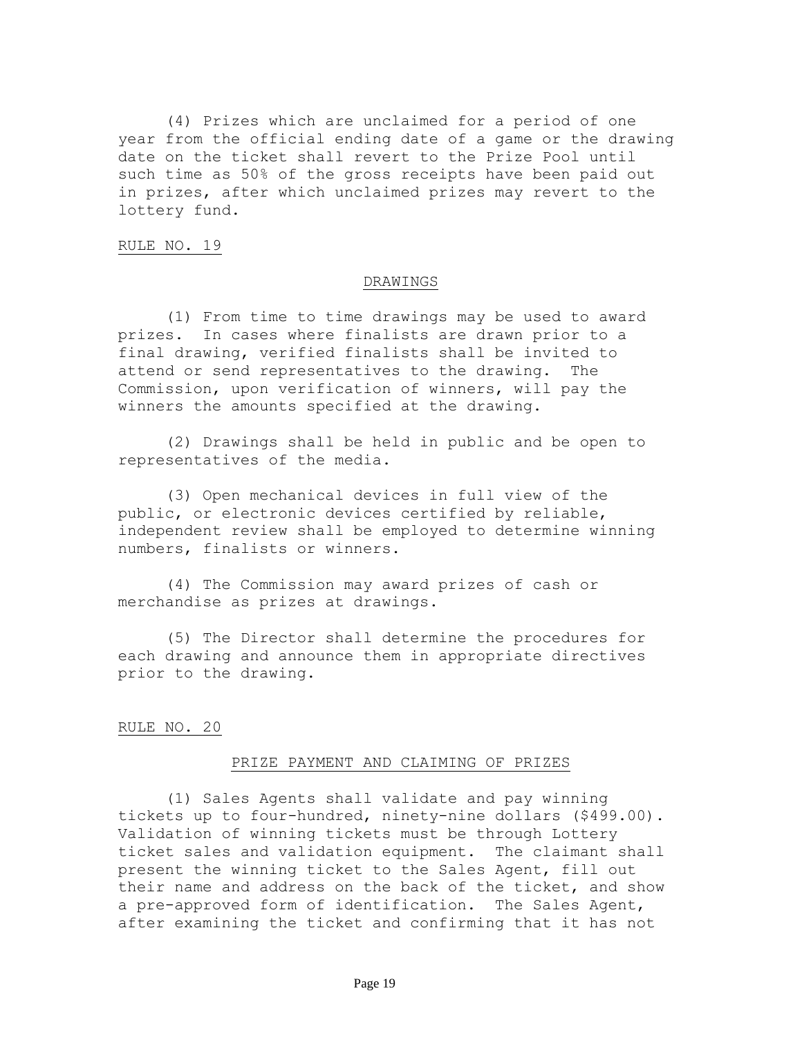(4) Prizes which are unclaimed for a period of one year from the official ending date of a game or the drawing date on the ticket shall revert to the Prize Pool until such time as 50% of the gross receipts have been paid out in prizes, after which unclaimed prizes may revert to the lottery fund.

RULE NO. 19

## DRAWINGS

(1) From time to time drawings may be used to award prizes. In cases where finalists are drawn prior to a final drawing, verified finalists shall be invited to attend or send representatives to the drawing. The Commission, upon verification of winners, will pay the winners the amounts specified at the drawing.

(2) Drawings shall be held in public and be open to representatives of the media.

(3) Open mechanical devices in full view of the public, or electronic devices certified by reliable, independent review shall be employed to determine winning numbers, finalists or winners.

(4) The Commission may award prizes of cash or merchandise as prizes at drawings.

(5) The Director shall determine the procedures for each drawing and announce them in appropriate directives prior to the drawing.

RULE NO. 20

## PRIZE PAYMENT AND CLAIMING OF PRIZES

(1) Sales Agents shall validate and pay winning tickets up to four-hundred, ninety-nine dollars ($499.00). Validation of winning tickets must be through Lottery ticket sales and validation equipment. The claimant shall present the winning ticket to the Sales Agent, fill out their name and address on the back of the ticket, and show a pre-approved form of identification. The Sales Agent, after examining the ticket and confirming that it has not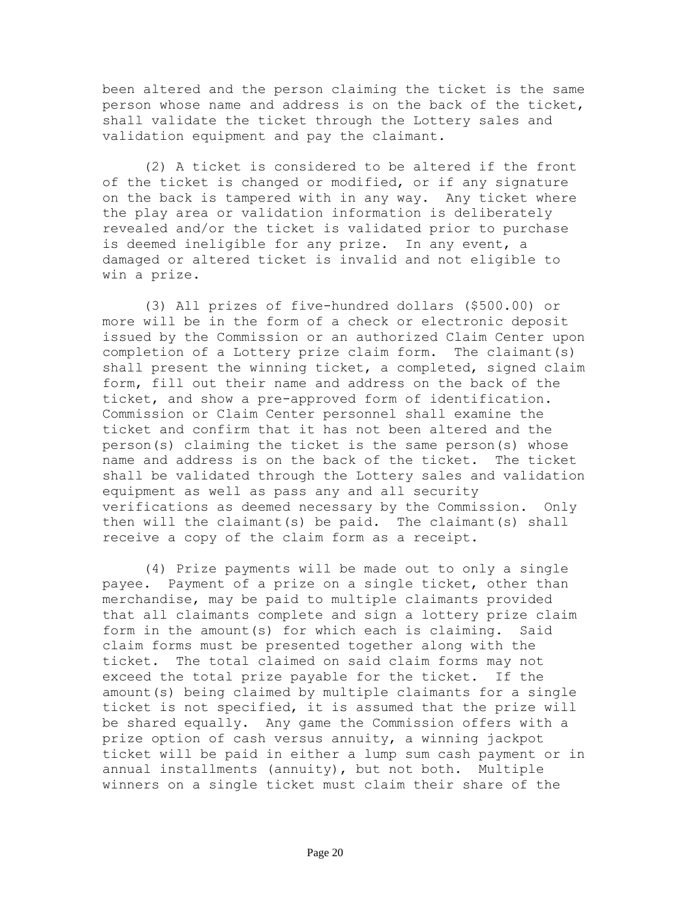been altered and the person claiming the ticket is the same person whose name and address is on the back of the ticket, shall validate the ticket through the Lottery sales and validation equipment and pay the claimant.

(2) A ticket is considered to be altered if the front of the ticket is changed or modified, or if any signature on the back is tampered with in any way. Any ticket where the play area or validation information is deliberately revealed and/or the ticket is validated prior to purchase is deemed ineligible for any prize. In any event, a damaged or altered ticket is invalid and not eligible to win a prize.

(3) All prizes of five-hundred dollars ($500.00) or more will be in the form of a check or electronic deposit issued by the Commission or an authorized Claim Center upon completion of a Lottery prize claim form. The claimant(s) shall present the winning ticket, a completed, signed claim form, fill out their name and address on the back of the ticket, and show a pre-approved form of identification. Commission or Claim Center personnel shall examine the ticket and confirm that it has not been altered and the person(s) claiming the ticket is the same person(s) whose name and address is on the back of the ticket. The ticket shall be validated through the Lottery sales and validation equipment as well as pass any and all security verifications as deemed necessary by the Commission. Only then will the claimant(s) be paid. The claimant(s) shall receive a copy of the claim form as a receipt.

(4) Prize payments will be made out to only a single payee. Payment of a prize on a single ticket, other than merchandise, may be paid to multiple claimants provided that all claimants complete and sign a lottery prize claim form in the amount(s) for which each is claiming. Said claim forms must be presented together along with the ticket. The total claimed on said claim forms may not exceed the total prize payable for the ticket. If the amount(s) being claimed by multiple claimants for a single ticket is not specified, it is assumed that the prize will be shared equally. Any game the Commission offers with a prize option of cash versus annuity, a winning jackpot ticket will be paid in either a lump sum cash payment or in annual installments (annuity), but not both. Multiple winners on a single ticket must claim their share of the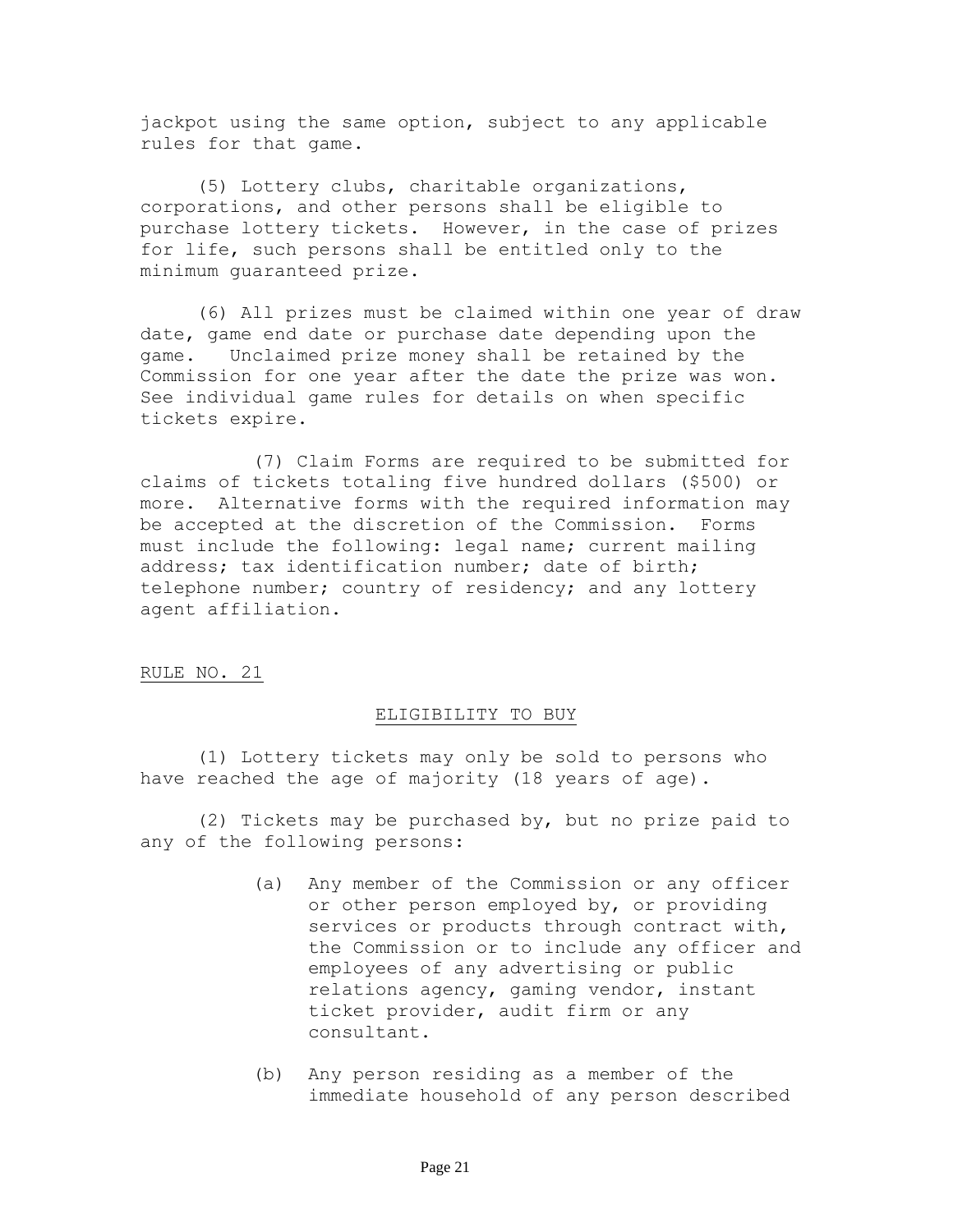jackpot using the same option, subject to any applicable rules for that game.

(5) Lottery clubs, charitable organizations, corporations, and other persons shall be eligible to purchase lottery tickets. However, in the case of prizes for life, such persons shall be entitled only to the minimum guaranteed prize.

(6) All prizes must be claimed within one year of draw date, game end date or purchase date depending upon the game. Unclaimed prize money shall be retained by the Commission for one year after the date the prize was won. See individual game rules for details on when specific tickets expire.

(7) Claim Forms are required to be submitted for claims of tickets totaling five hundred dollars ($500) or more. Alternative forms with the required information may be accepted at the discretion of the Commission. Forms must include the following: legal name; current mailing address; tax identification number; date of birth; telephone number; country of residency; and any lottery agent affiliation.

RULE NO. 21

## ELIGIBILITY TO BUY

(1) Lottery tickets may only be sold to persons who have reached the age of majority (18 years of age).

(2) Tickets may be purchased by, but no prize paid to any of the following persons:

(a) Any member of the Commission or any officer or other person employed by, or providing services or products through contract with, the Commission or to include any officer and employees of any advertising or public relations agency, gaming vendor, instant ticket provider, audit firm or any consultant.

(b) Any person residing as a member of the immediate household of any person described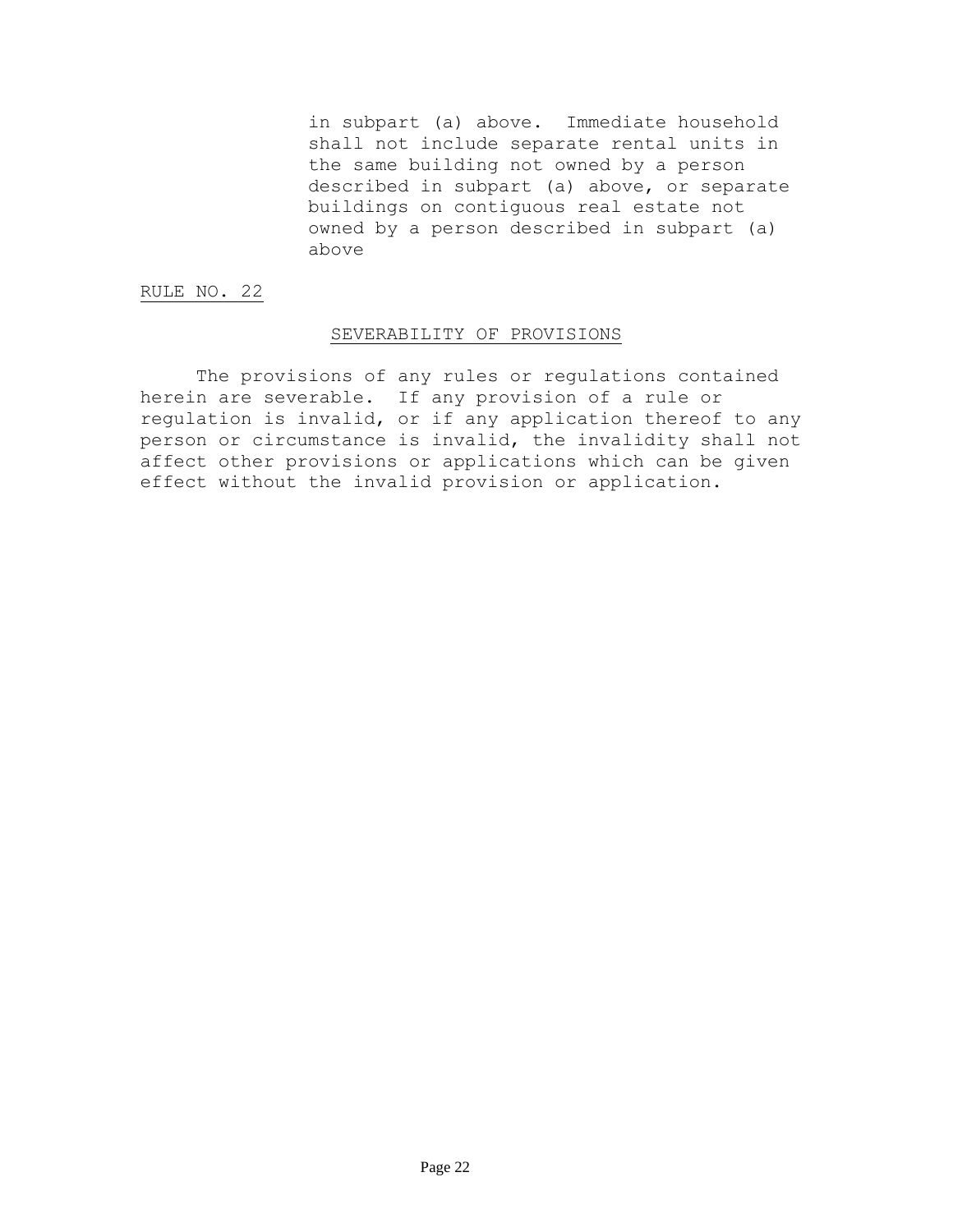in subpart (a) above. Immediate household shall not include separate rental units in the same building not owned by a person described in subpart (a) above, or separate buildings on contiguous real estate not owned by a person described in subpart (a) above

RULE NO. 22

## SEVERABILITY OF PROVISIONS

The provisions of any rules or regulations contained herein are severable. If any provision of a rule or regulation is invalid, or if any application thereof to any person or circumstance is invalid, the invalidity shall not affect other provisions or applications which can be given effect without the invalid provision or application.